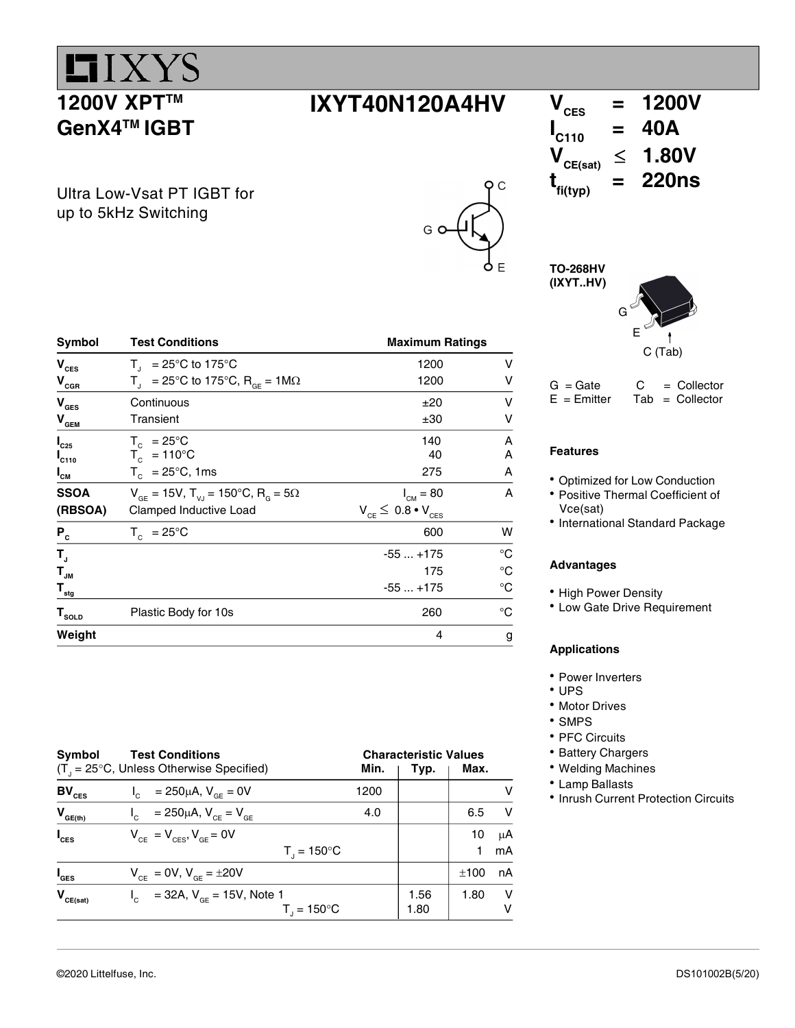IXYS

# 1200V XPT™ GenX4™ IGBT

# IXYT40N120A4HV

$V_{CES}$ = 1200V
$I_{C110}$ = 40A
$V_{CE(sat)}$ ≤ 1.80V
$t_{fi(typ)}$ = 220ns

Ultra Low-Vsat PT IGBT for up to 5kHz Switching

TO-268HV (IXYT..HV)

G = Gate, C = Collector
E = Emitter, Tab = Collector

| Symbol | Test Conditions | Maximum Ratings | |
|---|---|---|---|
| $V_{CES}$ | $T_J$ = 25°C to 175°C | 1200 | V |
| $V_{CGR}$ | $T_J$ = 25°C to 175°C, $R_{GE}$ = 1MΩ | 1200 | V |
| $V_{GES}$ | Continuous | ±20 | V |
| $V_{GEM}$ | Transient | ±30 | V |
| $I_{C25}$ | $T_C$ = 25°C | 140 | A |
| $I_{C110}$ | $T_C$ = 110°C | 40 | A |
| $I_{CM}$ | $T_C$ = 25°C, 1ms | 275 | A |
| SSOA (RBSOA) | $V_{GE}$ = 15V, $T_{VJ}$ = 150°C, $R_G$ = 5Ω Clamped Inductive Load | $I_{CM}$ = 80 $V_{CE} \leq 0.8 \bullet V_{CES}$ | A |
| $P_C$ | $T_C$ = 25°C | 600 | W |
| $T_J$ | | -55 ... +175 | °C |
| $T_{JM}$ | | 175 | °C |
| $T_{stg}$ | | -55 ... +175 | °C |
| $T_{SOLD}$ | Plastic Body for 10s | 260 | °C |
| Weight | | 4 | g |

| Symbol | Test Conditions ($T_J$ = 25°C, Unless Otherwise Specified) | Characteristic Values Min. | Typ. | Max. | |
|---|---|---|---|---|---|
| $BV_{CES}$ | $I_C$ = 250μA, $V_{GE}$ = 0V | 1200 | | | V |
| $V_{GE(th)}$ | $I_C$ = 250μA, $V_{CE}$ = $V_{GE}$ | 4.0 | | 6.5 | V |
| $I_{CES}$ | $V_{CE}$ = $V_{CES}$, $V_{GE}$ = 0V | | | 10 | μA |
| | $T_J$ = 150°C | | | 1 | mA |
| $I_{GES}$ | $V_{CE}$ = 0V, $V_{GE}$ = ±20V | | | ±100 | nA |
| $V_{CE(sat)}$ | $I_C$ = 32A, $V_{GE}$ = 15V, Note 1 | | 1.56 | 1.80 | V |
| | $T_J$ = 150°C | | 1.80 | | V |

## Features

- Optimized for Low Conduction
- Positive Thermal Coefficient of Vce(sat)
- International Standard Package

## Advantages

- High Power Density
- Low Gate Drive Requirement

## Applications

- Power Inverters
- UPS
- Motor Drives
- SMPS
- PFC Circuits
- Battery Chargers
- Welding Machines
- Lamp Ballasts
- Inrush Current Protection Circuits

©2020 Littelfuse, Inc. DS101002B(5/20)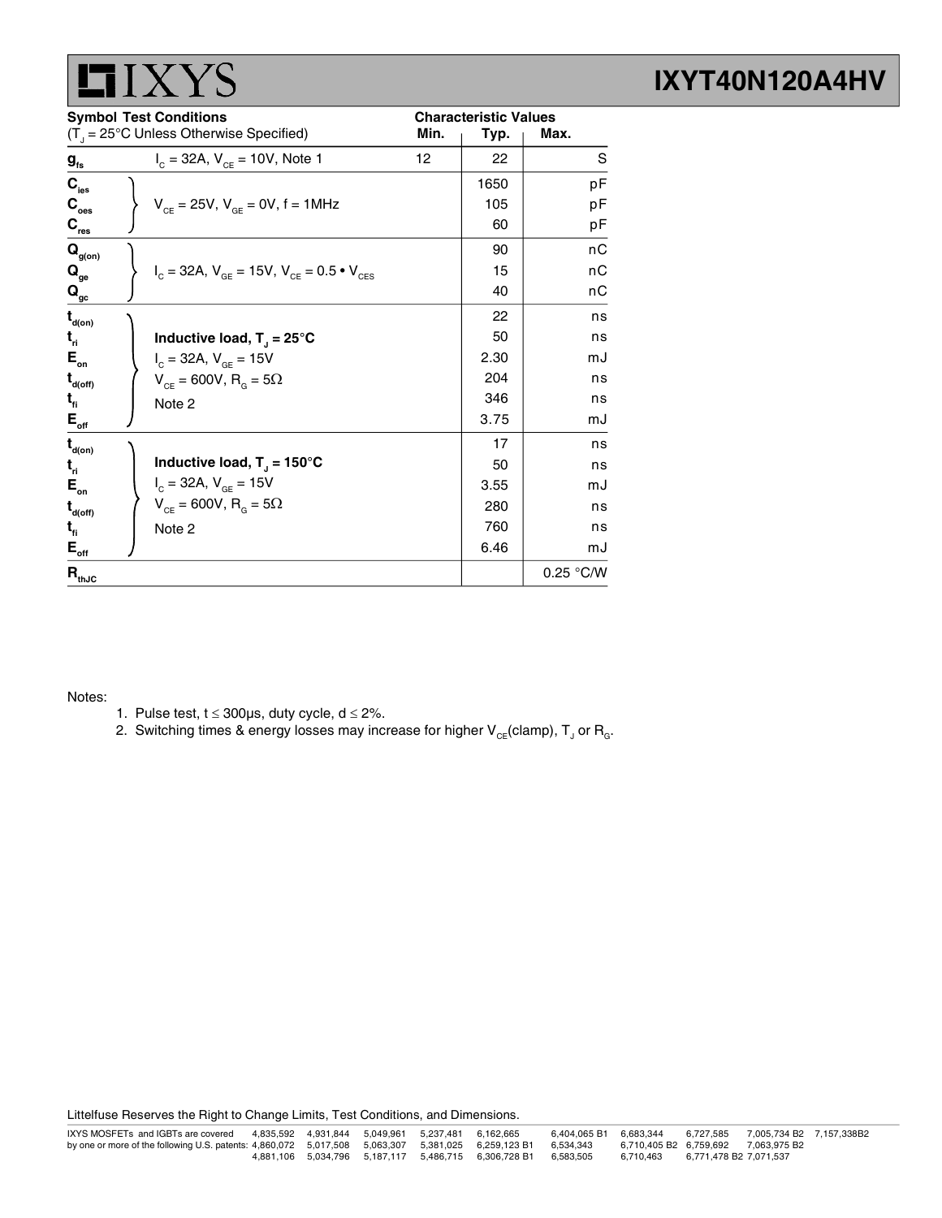| Symbol | Test Conditions ($T_J$ = 25°C Unless Otherwise Specified) | Min. | Typ. | Max. |
|---|---|---|---|---|
| $g_{fs}$ | $I_C$ = 32A, $V_{CE}$ = 10V, Note 1 | 12 | 22 | S |
| $C_{ies}$ | $V_{CE}$ = 25V, $V_{GE}$ = 0V, f = 1MHz | | 1650 | pF |
| $C_{oes}$ | | | 105 | pF |
| $C_{res}$ | | | 60 | pF |
| $Q_{g(on)}$ | $I_C$ = 32A, $V_{GE}$ = 15V, $V_{CE}$ = 0.5 • $V_{CES}$ | | 90 | nC |
| $Q_{ge}$ | | | 15 | nC |
| $Q_{gc}$ | | | 40 | nC |
| $t_{d(on)}$ | **Inductive load, $T_J$ = 25°C** $I_C$ = 32A, $V_{GE}$ = 15V $V_{CE}$ = 600V, $R_G$ = 5Ω Note 2 | | 22 | ns |
| $t_{ri}$ | | | 50 | ns |
| $E_{on}$ | | | 2.30 | mJ |
| $t_{d(off)}$ | | | 204 | ns |
| $t_{fi}$ | | | 346 | ns |
| $E_{off}$ | | | 3.75 | mJ |
| $t_{d(on)}$ | **Inductive load, $T_J$ = 150°C** $I_C$ = 32A, $V_{GE}$ = 15V $V_{CE}$ = 600V, $R_G$ = 5Ω Note 2 | | 17 | ns |
| $t_{ri}$ | | | 50 | ns |
| $E_{on}$ | | | 3.55 | mJ |
| $t_{d(off)}$ | | | 280 | ns |
| $t_{fi}$ | | | 760 | ns |
| $E_{off}$ | | | 6.46 | mJ |
| $R_{thJC}$ | | | | 0.25 °C/W |

Notes:

1. Pulse test, t ≤ 300μs, duty cycle, d ≤ 2%.
2. Switching times & energy losses may increase for higher $V_{CE}$(clamp), $T_J$ or $R_G$.

Littelfuse Reserves the Right to Change Limits, Test Conditions, and Dimensions.

IXYS MOSFETs and IGBTs are covered by one or more of the following U.S. patents: 4,835,592 4,931,844 5,049,961 5,237,481 6,162,665 6,404,065 B1 6,683,344 6,727,585 7,005,734 B2 7,157,338B2 4,860,072 5,017,508 5,063,307 5,381,025 6,259,123 B1 6,534,343 6,710,405 B2 6,759,692 7,063,975 B2 4,881,106 5,034,796 5,187,117 5,486,715 6,306,728 B1 6,583,505 6,710,463 6,771,478 B2 7,071,537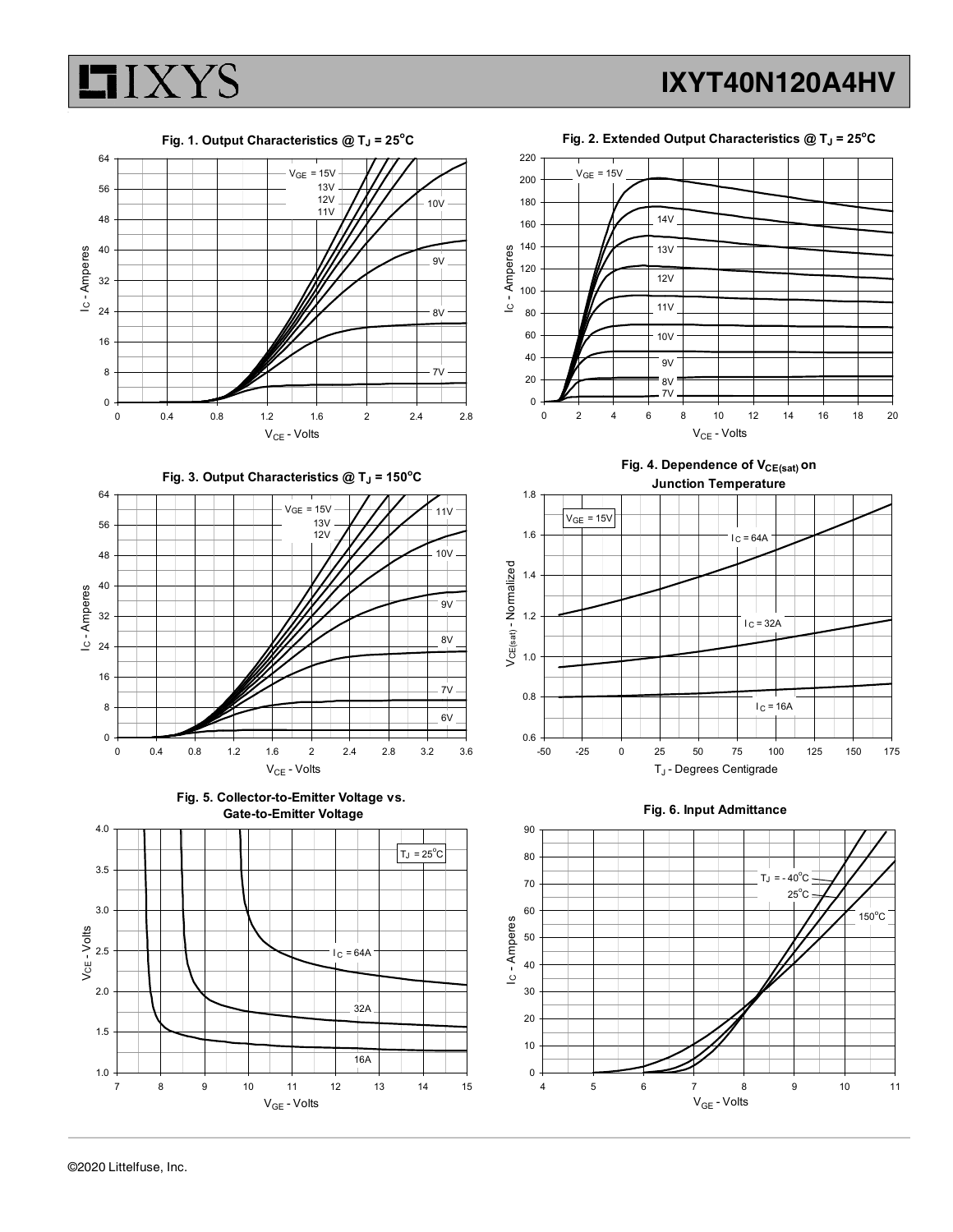**Fig. 1. Output Characteristics @ $T_J = 25^oC$**

**Fig. 2. Extended Output Characteristics @ $T_J = 25^oC$**

**Fig. 3. Output Characteristics @ $T_J = 150^oC$**

**Fig. 4. Dependence of $V_{CE(sat)}$ on Junction Temperature**

**Fig. 5. Collector-to-Emitter Voltage vs. Gate-to-Emitter Voltage**

**Fig. 6. Input Admittance**

©2020 Littelfuse, Inc.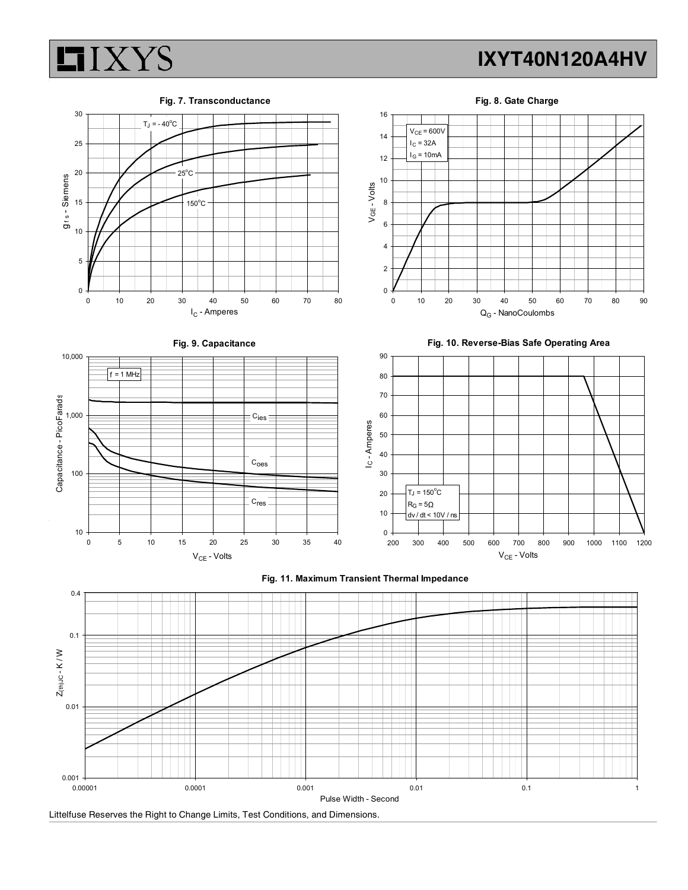### Fig. 7. Transconductance

$T_J = -40^oC$, $25^oC$, $150^oC$

$g_{fs}$ - Siemens vs. $I_C$ - Amperes

### Fig. 8. Gate Charge

$V_{CE} = 600V$
$I_C = 32A$
$I_G = 10mA$

$V_{GE}$ - Volts vs. $Q_G$ - NanoCoulombs

### Fig. 9. Capacitance

f = 1 MHz

$C_{ies}$, $C_{oes}$, $C_{res}$

Capacitance - PicoFarads vs. $V_{CE}$ - Volts

### Fig. 10. Reverse-Bias Safe Operating Area

$T_J = 150^oC$
$R_G = 5\Omega$
dv / dt < 10V / ns

$I_C$ - Amperes vs. $V_{CE}$ - Volts

### Fig. 11. Maximum Transient Thermal Impedance

$Z_{(th)JC}$ - K / W vs. Pulse Width - Second

Littelfuse Reserves the Right to Change Limits, Test Conditions, and Dimensions.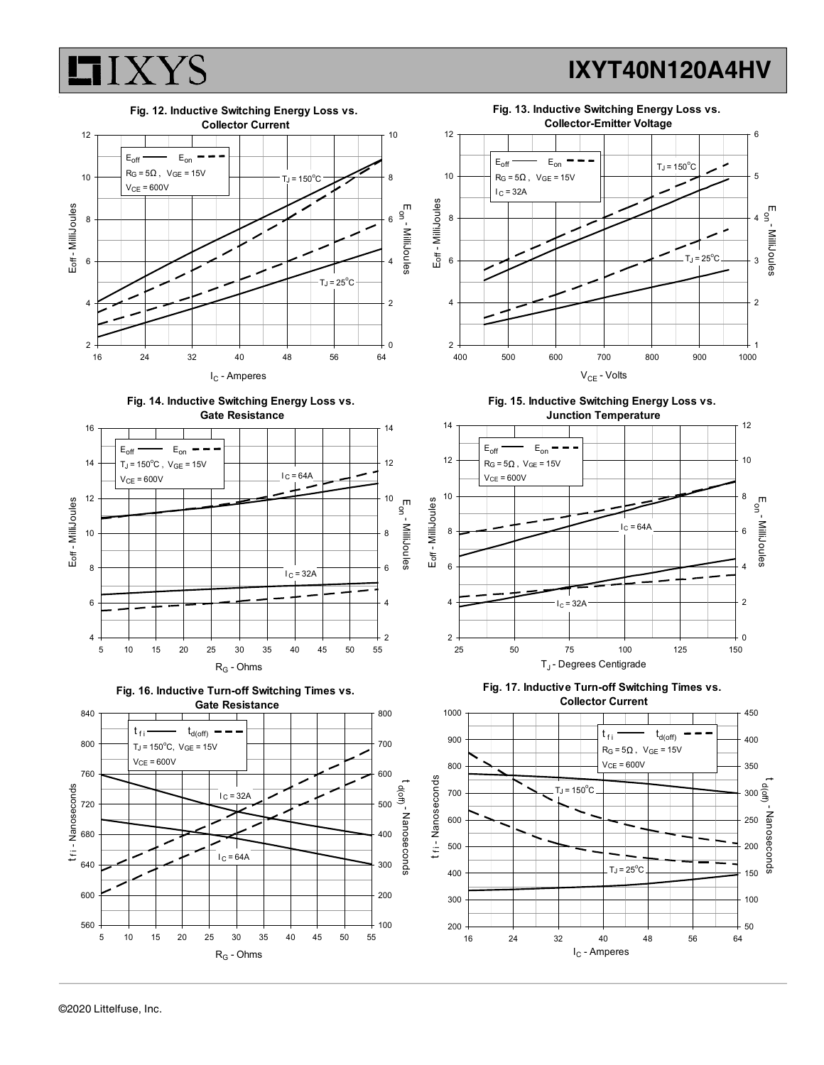**Fig. 12. Inductive Switching Energy Loss vs. Collector Current**

$E_{off}$ —— $E_{on}$ - - -
$R_G = 5\Omega$, $V_{GE} = 15V$
$V_{CE} = 600V$

$T_J = 150^oC$

$T_J = 25^oC$

$E_{off}$ - MilliJoules | $E_{on}$ - MilliJoules | $I_C$ - Amperes

**Fig. 13. Inductive Switching Energy Loss vs. Collector-Emitter Voltage**

$E_{off}$ —— $E_{on}$ - - -
$R_G = 5\Omega$, $V_{GE} = 15V$
$I_C = 32A$

$T_J = 150^oC$

$T_J = 25^oC$

$E_{off}$ - MilliJoules | $E_{on}$ - MilliJoules | $V_{CE}$ - Volts

**Fig. 14. Inductive Switching Energy Loss vs. Gate Resistance**

$E_{off}$ —— $E_{on}$ - - -
$T_J = 150^oC$, $V_{GE} = 15V$
$V_{CE} = 600V$

$I_C = 64A$

$I_C = 32A$

$E_{off}$ - MilliJoules | $E_{on}$ - MilliJoules | $R_G$ - Ohms

**Fig. 15. Inductive Switching Energy Loss vs. Junction Temperature**

$E_{off}$ —— $E_{on}$ - - -
$R_G = 5\Omega$, $V_{GE} = 15V$
$V_{CE} = 600V$

$I_C = 64A$

$I_C = 32A$

$E_{off}$ - MilliJoules | $E_{on}$ - MilliJoules | $T_J$ - Degrees Centigrade

**Fig. 16. Inductive Turn-off Switching Times vs. Gate Resistance**

$t_{fi}$ —— $t_{d(off)}$ - - -
$T_J = 150^oC$, $V_{GE} = 15V$
$V_{CE} = 600V$

$I_C = 32A$

$I_C = 64A$

$t_{fi}$ - Nanoseconds | $t_{d(off)}$ - Nanoseconds | $R_G$ - Ohms

**Fig. 17. Inductive Turn-off Switching Times vs. Collector Current**

$t_{fi}$ —— $t_{d(off)}$ - - -
$R_G = 5\Omega$, $V_{GE} = 15V$
$V_{CE} = 600V$

$T_J = 150^oC$

$T_J = 25^oC$

$t_{fi}$ - Nanoseconds | $t_{d(off)}$ - Nanoseconds | $I_C$ - Amperes

©2020 Littelfuse, Inc.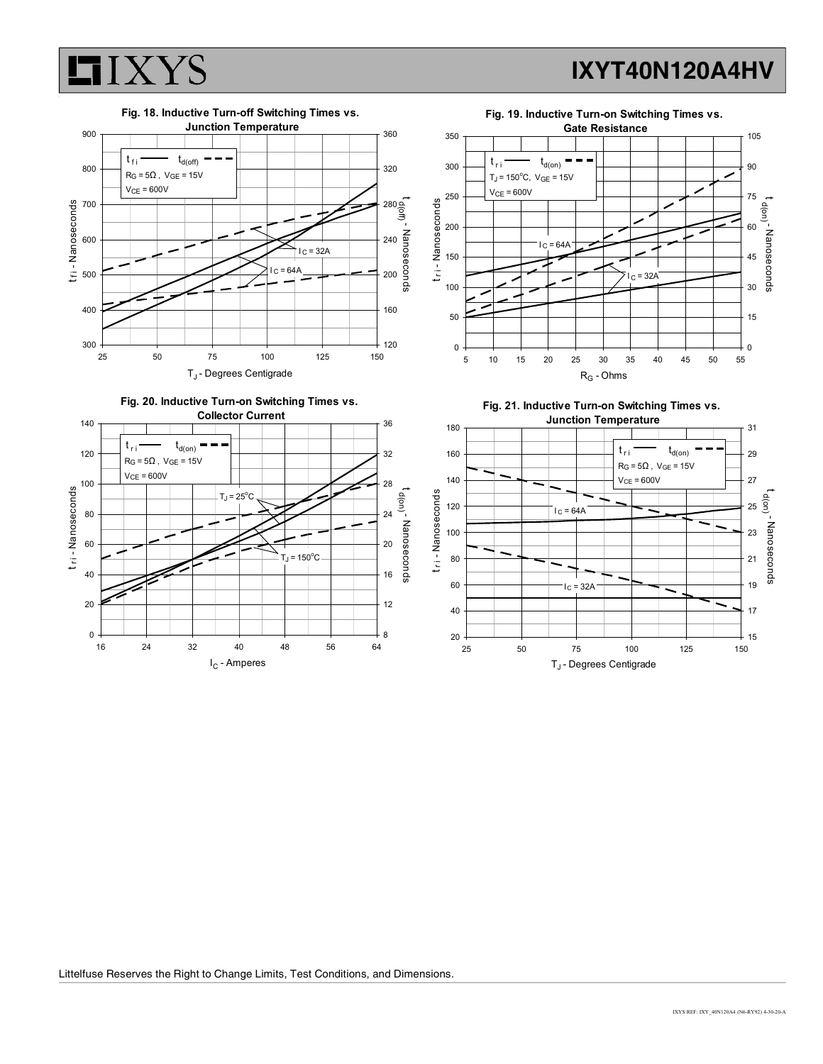**Fig. 18. Inductive Turn-off Switching Times vs. Junction Temperature**

$t_{fi}$ — $t_{d(off)}$ - - -

$R_G = 5\Omega$ , $V_{GE} = 15V$

$V_{CE} = 600V$

$I_C = 32A$

$I_C = 64A$

$t_{fi}$ - Nanoseconds (300 – 900)

$t_{d(off)}$ - Nanoseconds (120 – 360)

$T_J$ - Degrees Centigrade (25 – 150)

**Fig. 19. Inductive Turn-on Switching Times vs. Gate Resistance**

$t_{ri}$ — $t_{d(on)}$ - - -

$T_J = 150^oC$, $V_{GE} = 15V$

$V_{CE} = 600V$

$I_C = 64A$

$I_C = 32A$

$t_{ri}$ - Nanoseconds (0 – 350)

$t_{d(on)}$ - Nanoseconds (0 – 105)

$R_G$ - Ohms (5 – 55)

**Fig. 20. Inductive Turn-on Switching Times vs. Collector Current**

$t_{ri}$ — $t_{d(on)}$ - - -

$R_G = 5\Omega$ , $V_{GE} = 15V$

$V_{CE} = 600V$

$T_J = 25^oC$

$T_J = 150^oC$

$t_{ri}$ - Nanoseconds (0 – 140)

$t_{d(on)}$ - Nanoseconds (8 – 36)

$I_C$ - Amperes (16 – 64)

**Fig. 21. Inductive Turn-on Switching Times vs. Junction Temperature**

$t_{ri}$ — $t_{d(on)}$ - - -

$R_G = 5\Omega$ , $V_{GE} = 15V$

$V_{CE} = 600V$

$I_C = 64A$

$I_C = 32A$

$t_{ri}$ - Nanoseconds (20 – 180)

$t_{d(on)}$ - Nanoseconds (15 – 31)

$T_J$ - Degrees Centigrade (25 – 150)

Littelfuse Reserves the Right to Change Limits, Test Conditions, and Dimensions.

IXYS REF: IXY_40N120A4 (N6-RY92) 4-30-20-A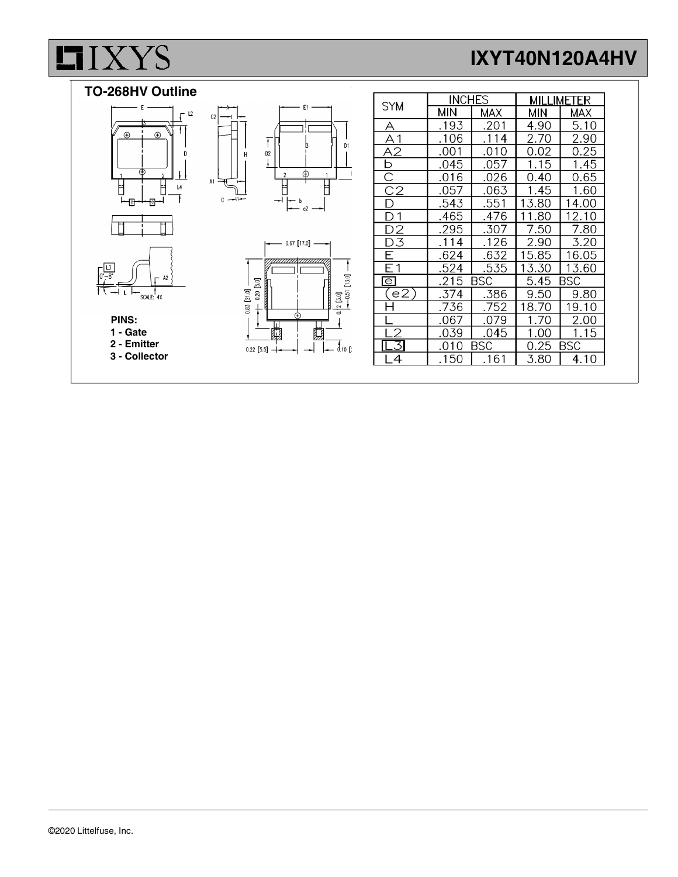## TO-268HV Outline

**PINS:**
**1 - Gate**
**2 - Emitter**
**3 - Collector**

| SYM | INCHES | | MILLIMETER | |
|---|---|---|---|---|
| | MIN | MAX | MIN | MAX |
| A | .193 | .201 | 4.90 | 5.10 |
| A1 | .106 | .114 | 2.70 | 2.90 |
| A2 | .001 | .010 | 0.02 | 0.25 |
| b | .045 | .057 | 1.15 | 1.45 |
| C | .016 | .026 | 0.40 | 0.65 |
| C2 | .057 | .063 | 1.45 | 1.60 |
| D | .543 | .551 | 13.80 | 14.00 |
| D1 | .465 | .476 | 11.80 | 12.10 |
| D2 | .295 | .307 | 7.50 | 7.80 |
| D3 | .114 | .126 | 2.90 | 3.20 |
| E | .624 | .632 | 15.85 | 16.05 |
| E1 | .524 | .535 | 13.30 | 13.60 |
| e | .215 BSC | | 5.45 BSC | |
| (e2) | .374 | .386 | 9.50 | 9.80 |
| H | .736 | .752 | 18.70 | 19.10 |
| L | .067 | .079 | 1.70 | 2.00 |
| L2 | .039 | .045 | 1.00 | 1.15 |
| L3 | .010 BSC | | 0.25 BSC | |
| L4 | .150 | .161 | 3.80 | 4.10 |

©2020 Littelfuse, Inc.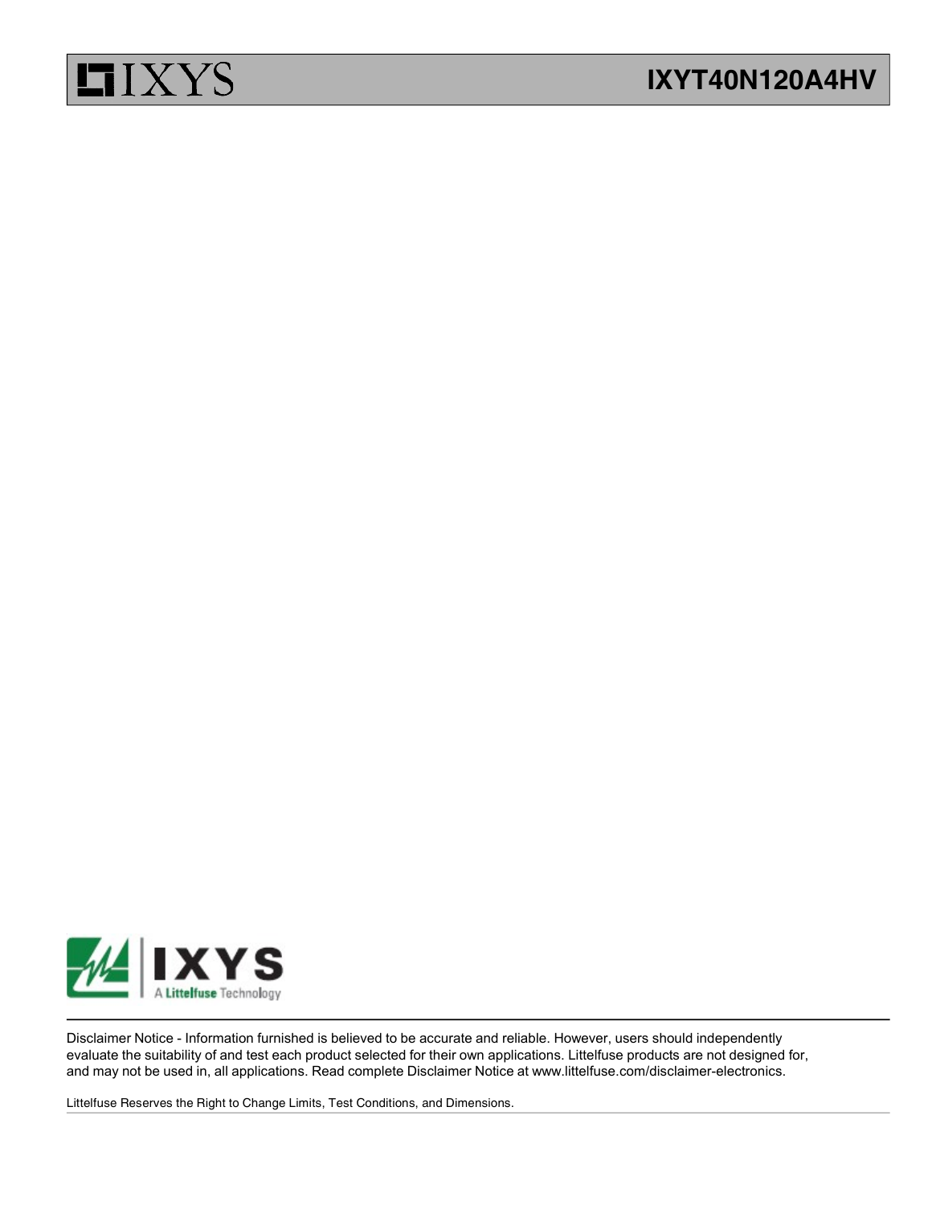Disclaimer Notice - Information furnished is believed to be accurate and reliable. However, users should independently evaluate the suitability of and test each product selected for their own applications. Littelfuse products are not designed for, and may not be used in, all applications. Read complete Disclaimer Notice at www.littelfuse.com/disclaimer-electronics.

Littelfuse Reserves the Right to Change Limits, Test Conditions, and Dimensions.